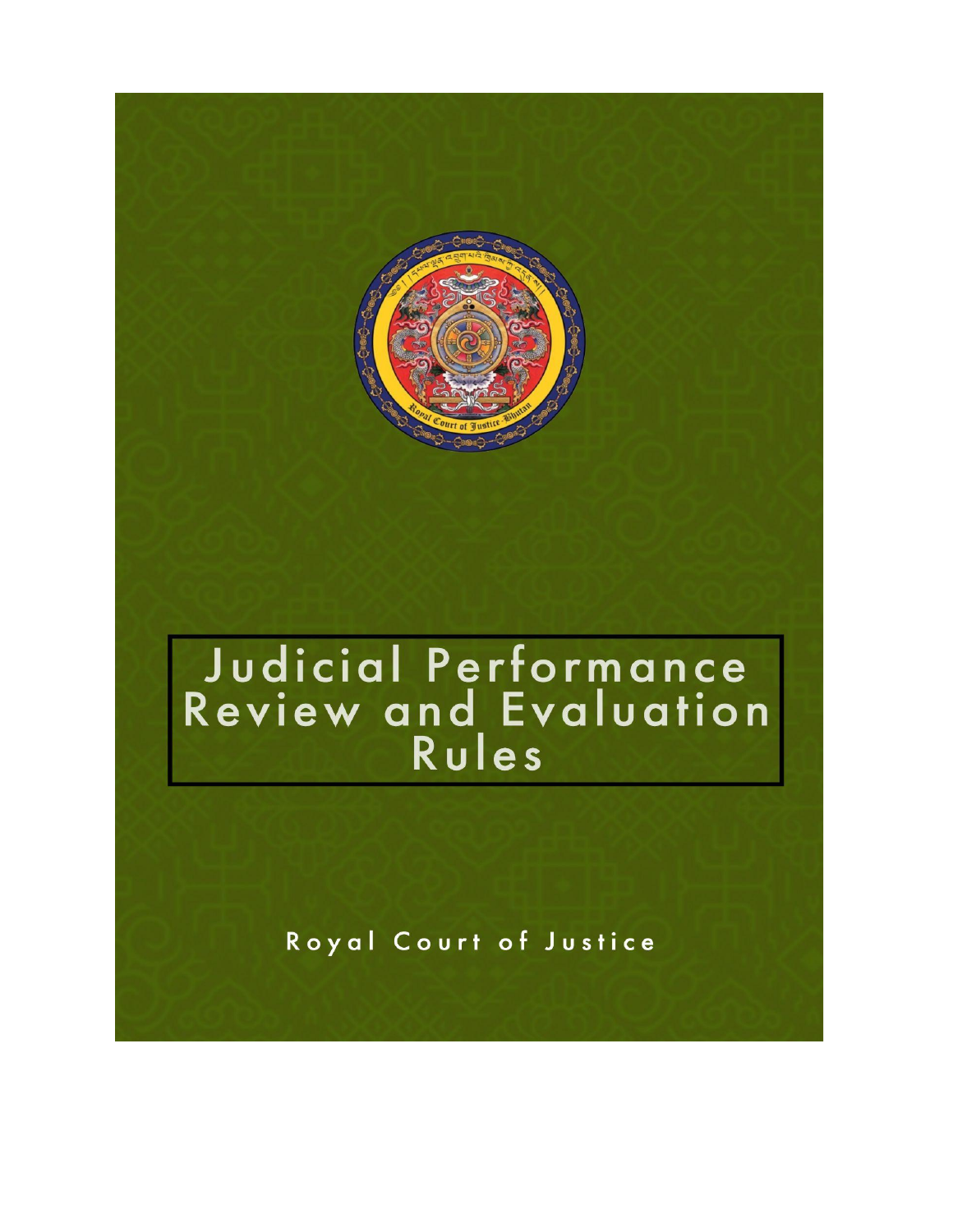# Judicial Performance Review and Evaluation Rules

Royal Court of Justice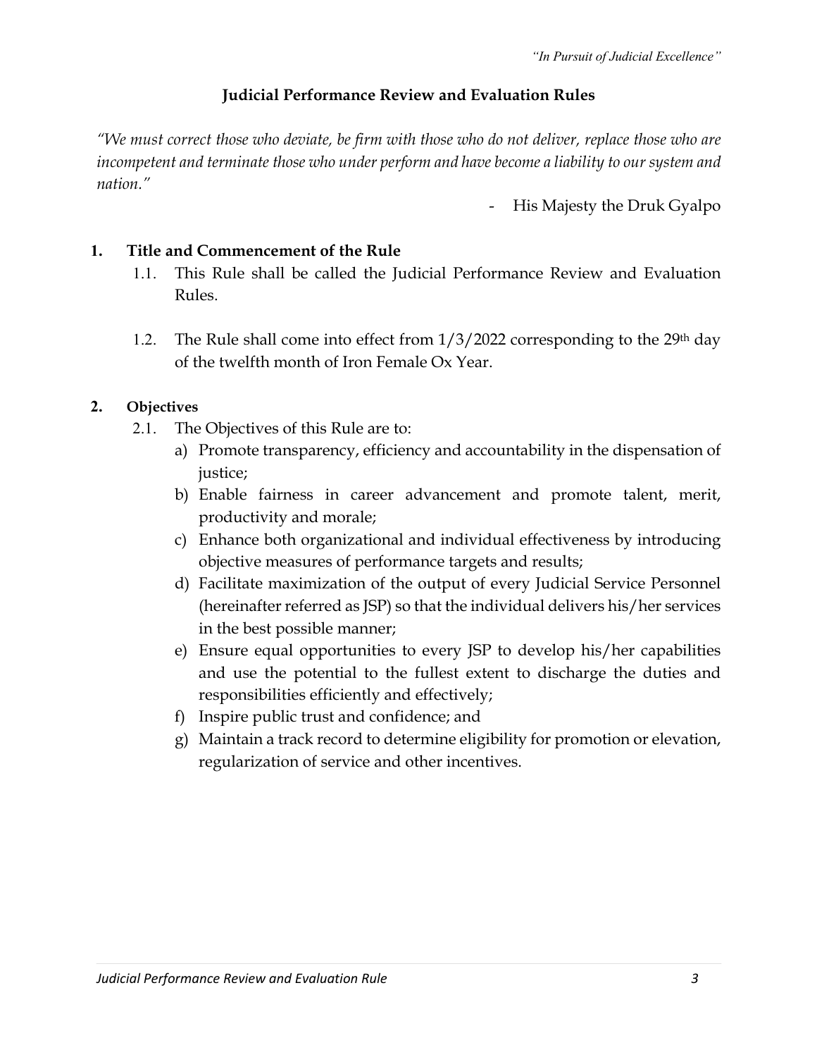# Judicial Performance Review and Evaluation Rules

*"We must correct those who deviate, be firm with those who do not deliver, replace those who are incompetent and terminate those who under perform and have become a liability to our system and nation."*

- His Majesty the Druk Gyalpo

## 1. Title and Commencement of the Rule

1.1. This Rule shall be called the Judicial Performance Review and Evaluation Rules.

1.2. The Rule shall come into effect from 1/3/2022 corresponding to the 29th day of the twelfth month of Iron Female Ox Year.

## 2. Objectives

2.1. The Objectives of this Rule are to:

a) Promote transparency, efficiency and accountability in the dispensation of justice;

b) Enable fairness in career advancement and promote talent, merit, productivity and morale;

c) Enhance both organizational and individual effectiveness by introducing objective measures of performance targets and results;

d) Facilitate maximization of the output of every Judicial Service Personnel (hereinafter referred as JSP) so that the individual delivers his/her services in the best possible manner;

e) Ensure equal opportunities to every JSP to develop his/her capabilities and use the potential to the fullest extent to discharge the duties and responsibilities efficiently and effectively;

f) Inspire public trust and confidence; and

g) Maintain a track record to determine eligibility for promotion or elevation, regularization of service and other incentives.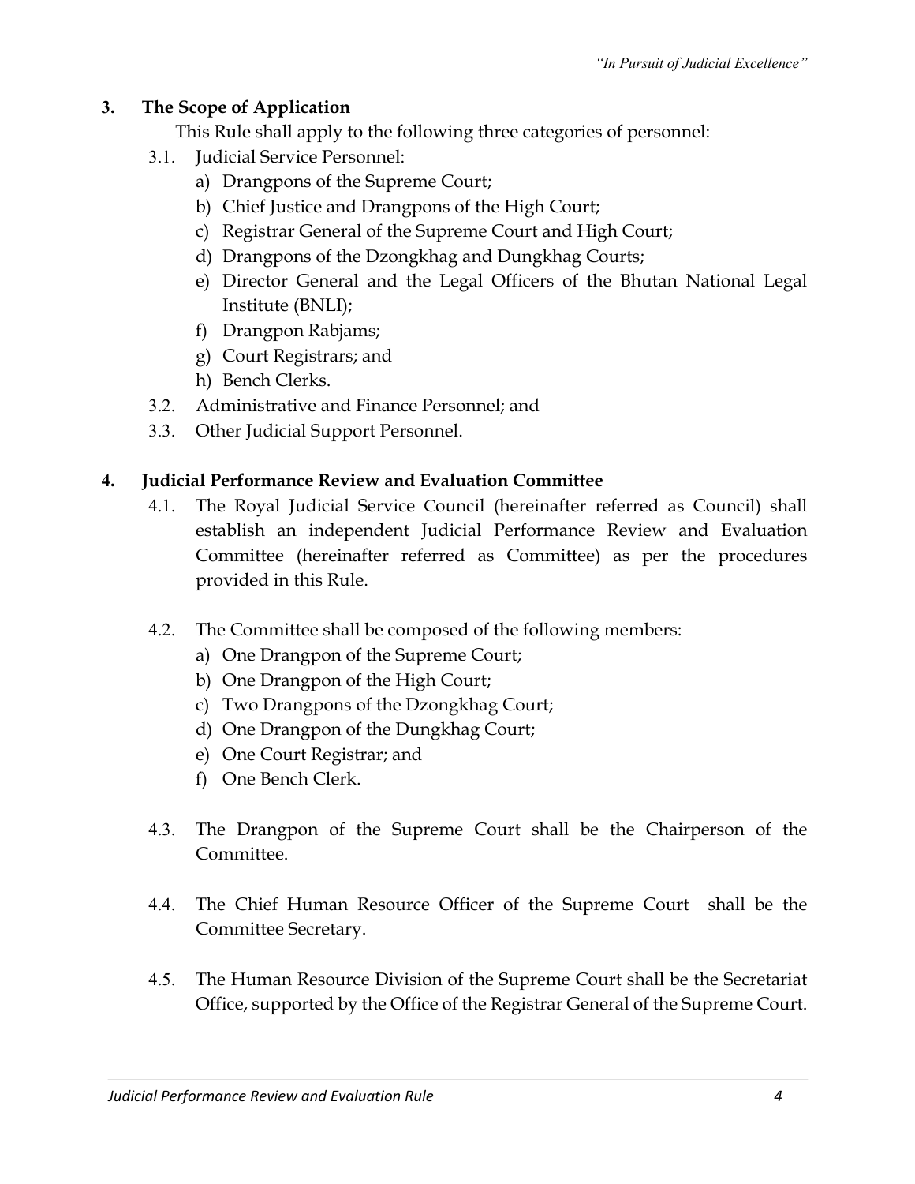## 3. The Scope of Application

This Rule shall apply to the following three categories of personnel:

3.1. Judicial Service Personnel:

a) Drangpons of the Supreme Court;
b) Chief Justice and Drangpons of the High Court;
c) Registrar General of the Supreme Court and High Court;
d) Drangpons of the Dzongkhag and Dungkhag Courts;
e) Director General and the Legal Officers of the Bhutan National Legal Institute (BNLI);
f) Drangpon Rabjams;
g) Court Registrars; and
h) Bench Clerks.

3.2. Administrative and Finance Personnel; and

3.3. Other Judicial Support Personnel.

## 4. Judicial Performance Review and Evaluation Committee

4.1. The Royal Judicial Service Council (hereinafter referred as Council) shall establish an independent Judicial Performance Review and Evaluation Committee (hereinafter referred as Committee) as per the procedures provided in this Rule.

4.2. The Committee shall be composed of the following members:

a) One Drangpon of the Supreme Court;
b) One Drangpon of the High Court;
c) Two Drangpons of the Dzongkhag Court;
d) One Drangpon of the Dungkhag Court;
e) One Court Registrar; and
f) One Bench Clerk.

4.3. The Drangpon of the Supreme Court shall be the Chairperson of the Committee.

4.4. The Chief Human Resource Officer of the Supreme Court shall be the Committee Secretary.

4.5. The Human Resource Division of the Supreme Court shall be the Secretariat Office, supported by the Office of the Registrar General of the Supreme Court.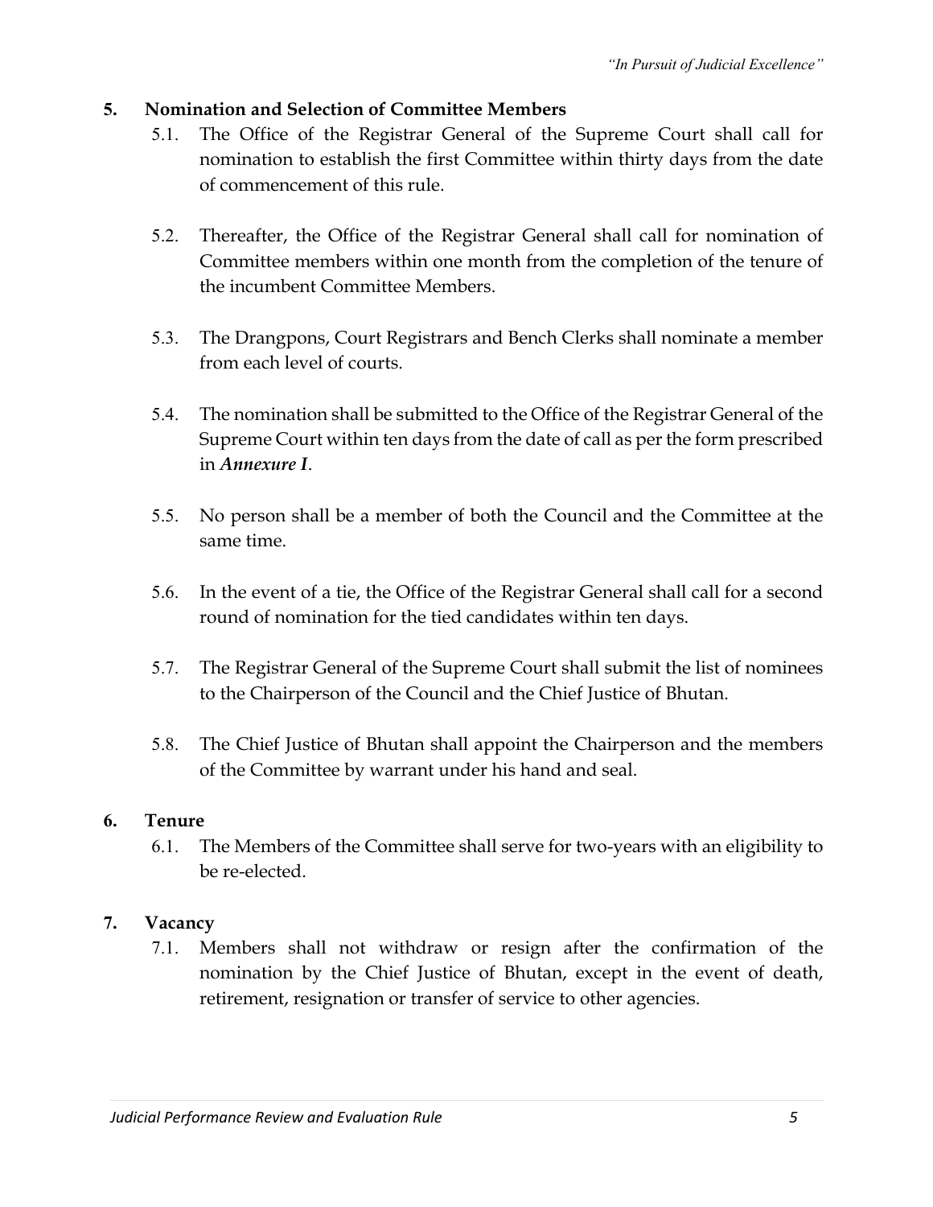## 5. Nomination and Selection of Committee Members

5.1. The Office of the Registrar General of the Supreme Court shall call for nomination to establish the first Committee within thirty days from the date of commencement of this rule.

5.2. Thereafter, the Office of the Registrar General shall call for nomination of Committee members within one month from the completion of the tenure of the incumbent Committee Members.

5.3. The Drangpons, Court Registrars and Bench Clerks shall nominate a member from each level of courts.

5.4. The nomination shall be submitted to the Office of the Registrar General of the Supreme Court within ten days from the date of call as per the form prescribed in ***Annexure I***.

5.5. No person shall be a member of both the Council and the Committee at the same time.

5.6. In the event of a tie, the Office of the Registrar General shall call for a second round of nomination for the tied candidates within ten days.

5.7. The Registrar General of the Supreme Court shall submit the list of nominees to the Chairperson of the Council and the Chief Justice of Bhutan.

5.8. The Chief Justice of Bhutan shall appoint the Chairperson and the members of the Committee by warrant under his hand and seal.

## 6. Tenure

6.1. The Members of the Committee shall serve for two-years with an eligibility to be re-elected.

## 7. Vacancy

7.1. Members shall not withdraw or resign after the confirmation of the nomination by the Chief Justice of Bhutan, except in the event of death, retirement, resignation or transfer of service to other agencies.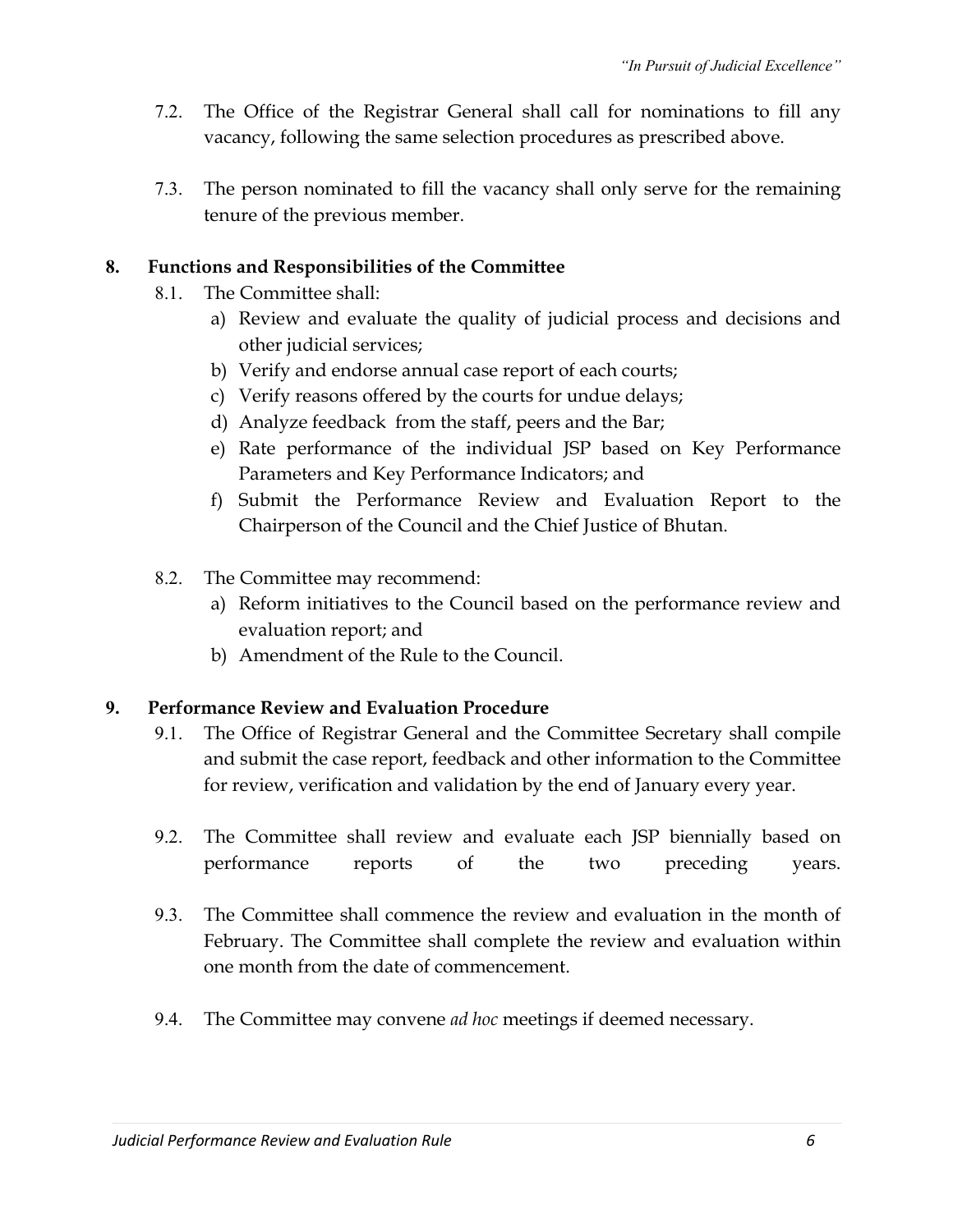7.2. The Office of the Registrar General shall call for nominations to fill any vacancy, following the same selection procedures as prescribed above.

7.3. The person nominated to fill the vacancy shall only serve for the remaining tenure of the previous member.

## 8. Functions and Responsibilities of the Committee

8.1. The Committee shall:

a) Review and evaluate the quality of judicial process and decisions and other judicial services;
b) Verify and endorse annual case report of each courts;
c) Verify reasons offered by the courts for undue delays;
d) Analyze feedback from the staff, peers and the Bar;
e) Rate performance of the individual JSP based on Key Performance Parameters and Key Performance Indicators; and
f) Submit the Performance Review and Evaluation Report to the Chairperson of the Council and the Chief Justice of Bhutan.

8.2. The Committee may recommend:

a) Reform initiatives to the Council based on the performance review and evaluation report; and
b) Amendment of the Rule to the Council.

## 9. Performance Review and Evaluation Procedure

9.1. The Office of Registrar General and the Committee Secretary shall compile and submit the case report, feedback and other information to the Committee for review, verification and validation by the end of January every year.

9.2. The Committee shall review and evaluate each JSP biennially based on performance reports of the two preceding years.

9.3. The Committee shall commence the review and evaluation in the month of February. The Committee shall complete the review and evaluation within one month from the date of commencement.

9.4. The Committee may convene *ad hoc* meetings if deemed necessary.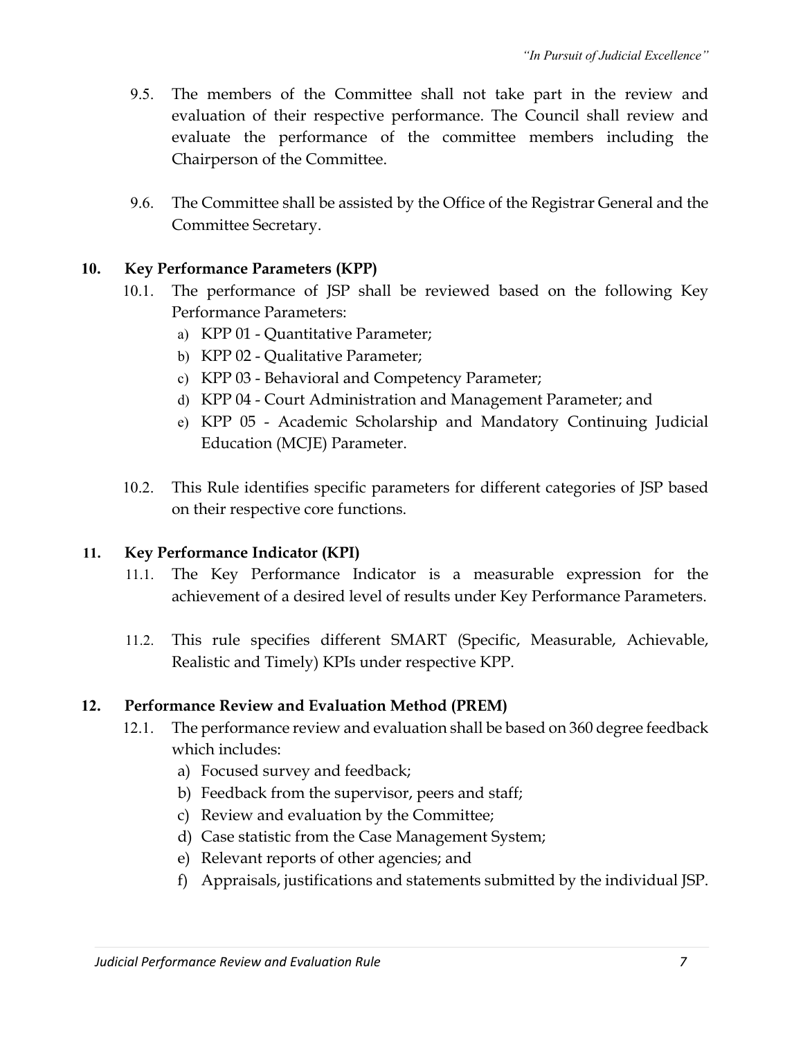9.5. The members of the Committee shall not take part in the review and evaluation of their respective performance. The Council shall review and evaluate the performance of the committee members including the Chairperson of the Committee.

9.6. The Committee shall be assisted by the Office of the Registrar General and the Committee Secretary.

## 10. Key Performance Parameters (KPP)

10.1. The performance of JSP shall be reviewed based on the following Key Performance Parameters:

a) KPP 01 - Quantitative Parameter;
b) KPP 02 - Qualitative Parameter;
c) KPP 03 - Behavioral and Competency Parameter;
d) KPP 04 - Court Administration and Management Parameter; and
e) KPP 05 - Academic Scholarship and Mandatory Continuing Judicial Education (MCJE) Parameter.

10.2. This Rule identifies specific parameters for different categories of JSP based on their respective core functions.

## 11. Key Performance Indicator (KPI)

11.1. The Key Performance Indicator is a measurable expression for the achievement of a desired level of results under Key Performance Parameters.

11.2. This rule specifies different SMART (Specific, Measurable, Achievable, Realistic and Timely) KPIs under respective KPP.

## 12. Performance Review and Evaluation Method (PREM)

12.1. The performance review and evaluation shall be based on 360 degree feedback which includes:

a) Focused survey and feedback;
b) Feedback from the supervisor, peers and staff;
c) Review and evaluation by the Committee;
d) Case statistic from the Case Management System;
e) Relevant reports of other agencies; and
f) Appraisals, justifications and statements submitted by the individual JSP.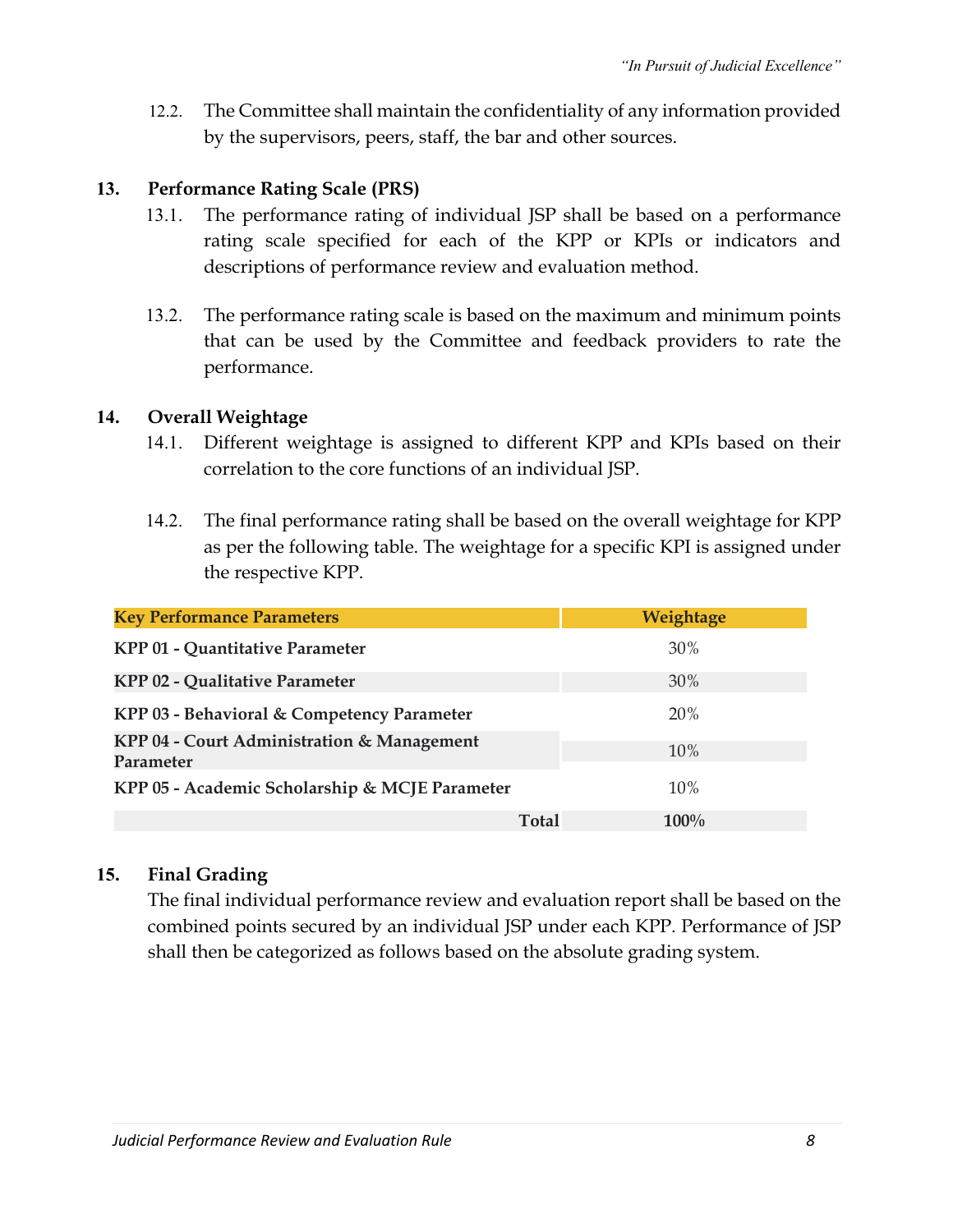12.2. The Committee shall maintain the confidentiality of any information provided by the supervisors, peers, staff, the bar and other sources.

## 13. Performance Rating Scale (PRS)

13.1. The performance rating of individual JSP shall be based on a performance rating scale specified for each of the KPP or KPIs or indicators and descriptions of performance review and evaluation method.

13.2. The performance rating scale is based on the maximum and minimum points that can be used by the Committee and feedback providers to rate the performance.

## 14. Overall Weightage

14.1. Different weightage is assigned to different KPP and KPIs based on their correlation to the core functions of an individual JSP.

14.2. The final performance rating shall be based on the overall weightage for KPP as per the following table. The weightage for a specific KPI is assigned under the respective KPP.

| Key Performance Parameters | Weightage |
|---|---|
| **KPP 01 - Quantitative Parameter** | 30% |
| **KPP 02 - Qualitative Parameter** | 30% |
| **KPP 03 - Behavioral & Competency Parameter** | 20% |
| **KPP 04 - Court Administration & Management Parameter** | 10% |
| **KPP 05 - Academic Scholarship & MCJE Parameter** | 10% |
| **Total** | **100%** |

## 15. Final Grading

The final individual performance review and evaluation report shall be based on the combined points secured by an individual JSP under each KPP. Performance of JSP shall then be categorized as follows based on the absolute grading system.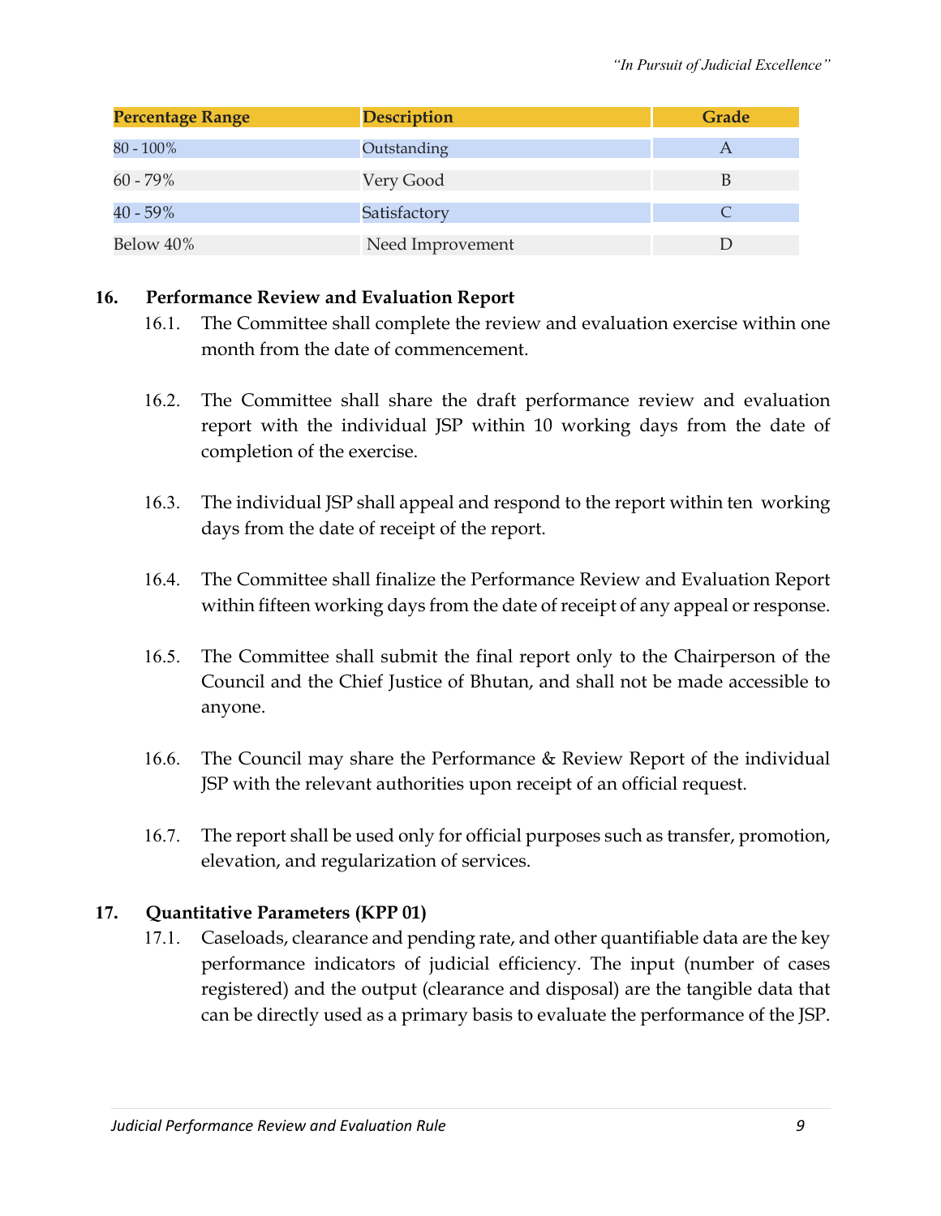| Percentage Range | Description | Grade |
| --- | --- | --- |
| 80 - 100% | Outstanding | A |
| 60 - 79% | Very Good | B |
| 40 - 59% | Satisfactory | C |
| Below 40% | Need Improvement | D |

**16. Performance Review and Evaluation Report**

16.1. The Committee shall complete the review and evaluation exercise within one month from the date of commencement.

16.2. The Committee shall share the draft performance review and evaluation report with the individual JSP within 10 working days from the date of completion of the exercise.

16.3. The individual JSP shall appeal and respond to the report within ten working days from the date of receipt of the report.

16.4. The Committee shall finalize the Performance Review and Evaluation Report within fifteen working days from the date of receipt of any appeal or response.

16.5. The Committee shall submit the final report only to the Chairperson of the Council and the Chief Justice of Bhutan, and shall not be made accessible to anyone.

16.6. The Council may share the Performance & Review Report of the individual JSP with the relevant authorities upon receipt of an official request.

16.7. The report shall be used only for official purposes such as transfer, promotion, elevation, and regularization of services.

**17. Quantitative Parameters (KPP 01)**

17.1. Caseloads, clearance and pending rate, and other quantifiable data are the key performance indicators of judicial efficiency. The input (number of cases registered) and the output (clearance and disposal) are the tangible data that can be directly used as a primary basis to evaluate the performance of the JSP.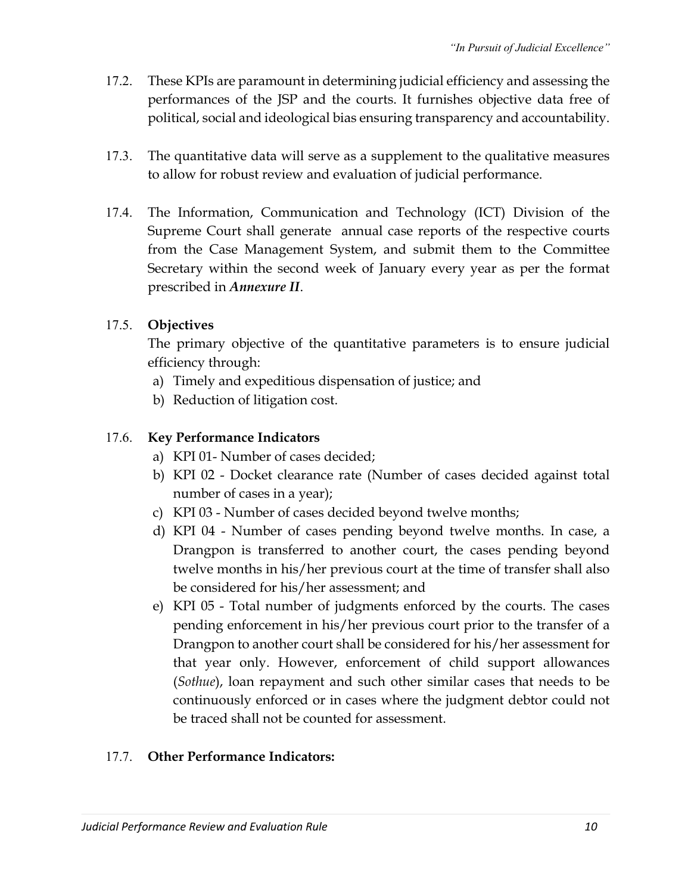17.2. These KPIs are paramount in determining judicial efficiency and assessing the performances of the JSP and the courts. It furnishes objective data free of political, social and ideological bias ensuring transparency and accountability.

17.3. The quantitative data will serve as a supplement to the qualitative measures to allow for robust review and evaluation of judicial performance.

17.4. The Information, Communication and Technology (ICT) Division of the Supreme Court shall generate annual case reports of the respective courts from the Case Management System, and submit them to the Committee Secretary within the second week of January every year as per the format prescribed in ***Annexure II***.

17.5. **Objectives**

The primary objective of the quantitative parameters is to ensure judicial efficiency through:

a) Timely and expeditious dispensation of justice; and
b) Reduction of litigation cost.

17.6. **Key Performance Indicators**

a) KPI 01- Number of cases decided;
b) KPI 02 - Docket clearance rate (Number of cases decided against total number of cases in a year);
c) KPI 03 - Number of cases decided beyond twelve months;
d) KPI 04 - Number of cases pending beyond twelve months. In case, a Drangpon is transferred to another court, the cases pending beyond twelve months in his/her previous court at the time of transfer shall also be considered for his/her assessment; and
e) KPI 05 - Total number of judgments enforced by the courts. The cases pending enforcement in his/her previous court prior to the transfer of a Drangpon to another court shall be considered for his/her assessment for that year only. However, enforcement of child support allowances (*Sothue*), loan repayment and such other similar cases that needs to be continuously enforced or in cases where the judgment debtor could not be traced shall not be counted for assessment.

17.7. **Other Performance Indicators:**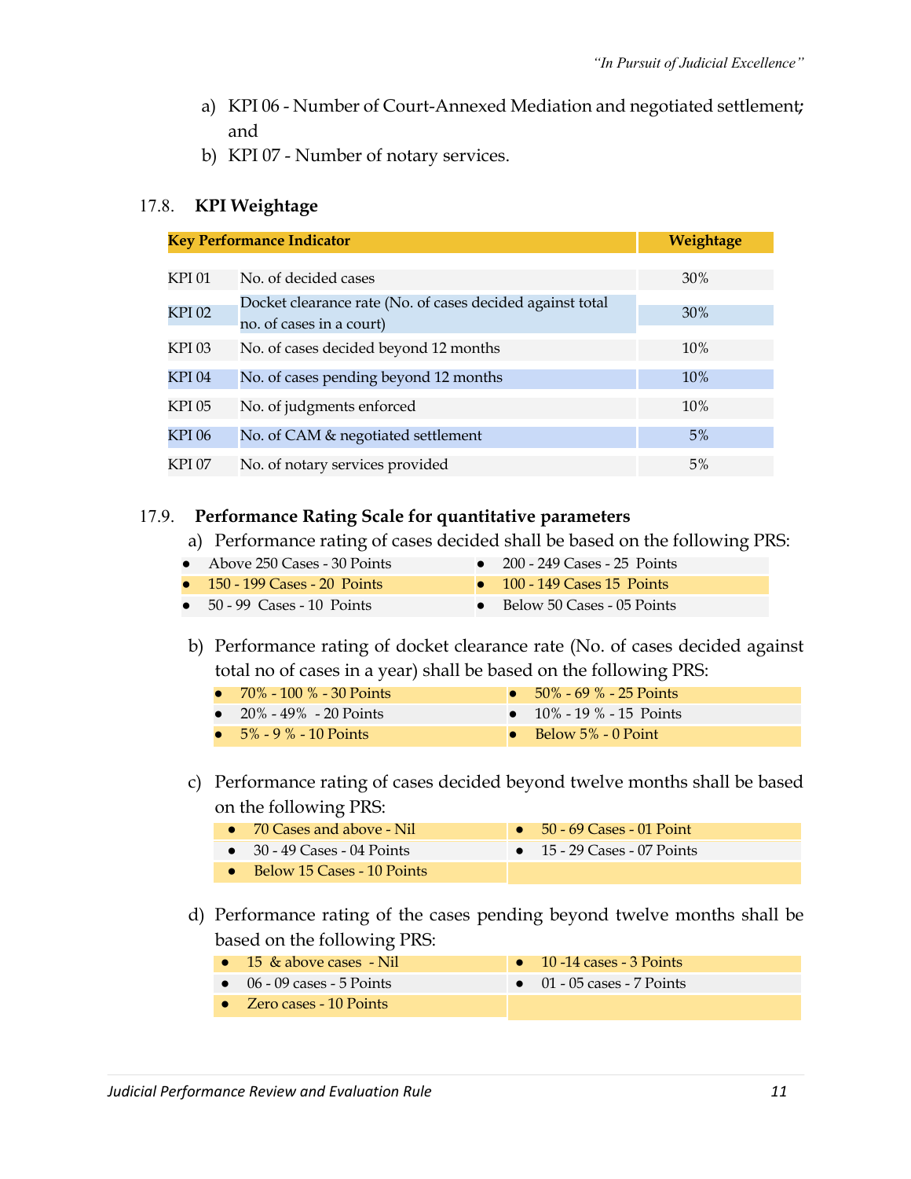a) KPI 06 - Number of Court-Annexed Mediation and negotiated settlement; and

b) KPI 07 - Number of notary services.

### 17.8. KPI Weightage

| Key Performance Indicator | | Weightage |
|---|---|---|
| KPI 01 | No. of decided cases | 30% |
| KPI 02 | Docket clearance rate (No. of cases decided against total no. of cases in a court) | 30% |
| KPI 03 | No. of cases decided beyond 12 months | 10% |
| KPI 04 | No. of cases pending beyond 12 months | 10% |
| KPI 05 | No. of judgments enforced | 10% |
| KPI 06 | No. of CAM & negotiated settlement | 5% |
| KPI 07 | No. of notary services provided | 5% |

### 17.9. Performance Rating Scale for quantitative parameters

a) Performance rating of cases decided shall be based on the following PRS:

- Above 250 Cases - 30 Points
- 200 - 249 Cases - 25 Points
- 150 - 199 Cases - 20 Points
- 100 - 149 Cases 15 Points
- 50 - 99 Cases - 10 Points
- Below 50 Cases - 05 Points

b) Performance rating of docket clearance rate (No. of cases decided against total no of cases in a year) shall be based on the following PRS:

- 70% - 100 % - 30 Points
- 50% - 69 % - 25 Points
- 20% - 49% - 20 Points
- 10% - 19 % - 15 Points
- 5% - 9 % - 10 Points
- Below 5% - 0 Point

c) Performance rating of cases decided beyond twelve months shall be based on the following PRS:

- 70 Cases and above - Nil
- 50 - 69 Cases - 01 Point
- 30 - 49 Cases - 04 Points
- 15 - 29 Cases - 07 Points
- Below 15 Cases - 10 Points

d) Performance rating of the cases pending beyond twelve months shall be based on the following PRS:

- 15 & above cases - Nil
- 10 -14 cases - 3 Points
- 06 - 09 cases - 5 Points
- 01 - 05 cases - 7 Points
- Zero cases - 10 Points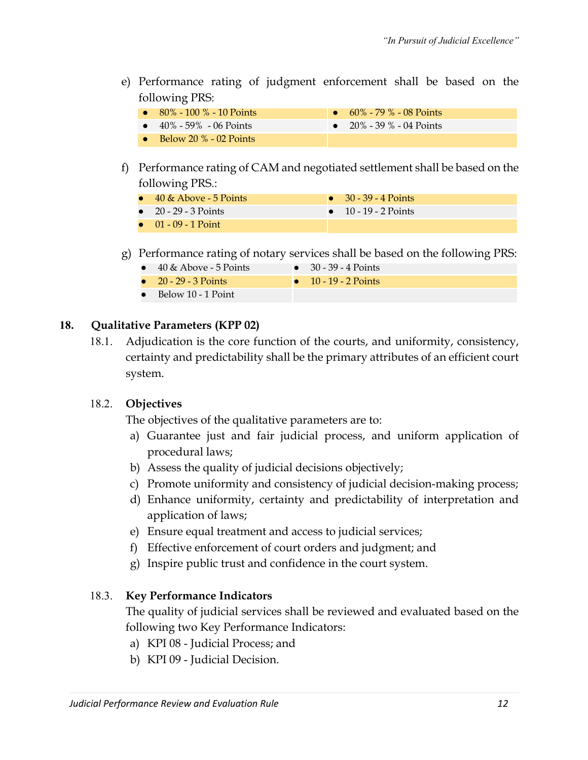e) Performance rating of judgment enforcement shall be based on the following PRS:

| | |
|---|---|
| 80% - 100 % - 10 Points | 60% - 79 % - 08 Points |
| 40% - 59% - 06 Points | 20% - 39 % - 04 Points |
| Below 20 % - 02 Points | |

f) Performance rating of CAM and negotiated settlement shall be based on the following PRS.:

| | |
|---|---|
| 40 & Above - 5 Points | 30 - 39 - 4 Points |
| 20 - 29 - 3 Points | 10 - 19 - 2 Points |
| 01 - 09 - 1 Point | |

g) Performance rating of notary services shall be based on the following PRS:

| | |
|---|---|
| 40 & Above - 5 Points | 30 - 39 - 4 Points |
| 20 - 29 - 3 Points | 10 - 19 - 2 Points |
| Below 10 - 1 Point | |

## 18. Qualitative Parameters (KPP 02)

18.1. Adjudication is the core function of the courts, and uniformity, consistency, certainty and predictability shall be the primary attributes of an efficient court system.

18.2. **Objectives**

The objectives of the qualitative parameters are to:

a) Guarantee just and fair judicial process, and uniform application of procedural laws;
b) Assess the quality of judicial decisions objectively;
c) Promote uniformity and consistency of judicial decision-making process;
d) Enhance uniformity, certainty and predictability of interpretation and application of laws;
e) Ensure equal treatment and access to judicial services;
f) Effective enforcement of court orders and judgment; and
g) Inspire public trust and confidence in the court system.

18.3. **Key Performance Indicators**

The quality of judicial services shall be reviewed and evaluated based on the following two Key Performance Indicators:

a) KPI 08 - Judicial Process; and
b) KPI 09 - Judicial Decision.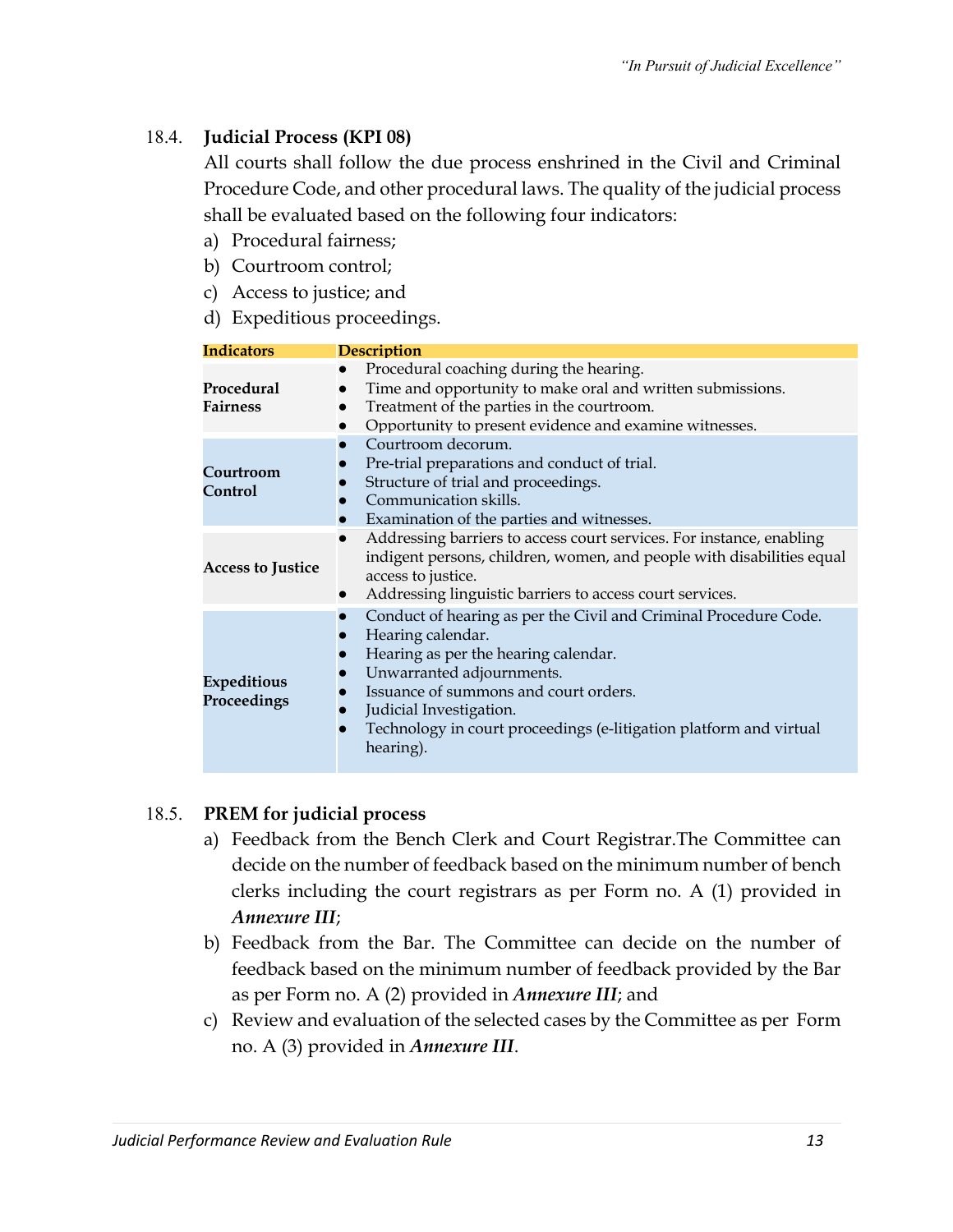18.4. **Judicial Process (KPI 08)**

All courts shall follow the due process enshrined in the Civil and Criminal Procedure Code, and other procedural laws. The quality of the judicial process shall be evaluated based on the following four indicators:

a) Procedural fairness;
b) Courtroom control;
c) Access to justice; and
d) Expeditious proceedings.

| Indicators | Description |
|---|---|
| **Procedural Fairness** | ● Procedural coaching during the hearing.<br>● Time and opportunity to make oral and written submissions.<br>● Treatment of the parties in the courtroom.<br>● Opportunity to present evidence and examine witnesses. |
| **Courtroom Control** | ● Courtroom decorum.<br>● Pre-trial preparations and conduct of trial.<br>● Structure of trial and proceedings.<br>● Communication skills.<br>● Examination of the parties and witnesses. |
| **Access to Justice** | ● Addressing barriers to access court services. For instance, enabling indigent persons, children, women, and people with disabilities equal access to justice.<br>● Addressing linguistic barriers to access court services. |
| **Expeditious Proceedings** | ● Conduct of hearing as per the Civil and Criminal Procedure Code.<br>● Hearing calendar.<br>● Hearing as per the hearing calendar.<br>● Unwarranted adjournments.<br>● Issuance of summons and court orders.<br>● Judicial Investigation.<br>● Technology in court proceedings (e-litigation platform and virtual hearing). |

18.5. **PREM for judicial process**

a) Feedback from the Bench Clerk and Court Registrar.The Committee can decide on the number of feedback based on the minimum number of bench clerks including the court registrars as per Form no. A (1) provided in ***Annexure III***;

b) Feedback from the Bar. The Committee can decide on the number of feedback based on the minimum number of feedback provided by the Bar as per Form no. A (2) provided in ***Annexure III***; and

c) Review and evaluation of the selected cases by the Committee as per Form no. A (3) provided in ***Annexure III***.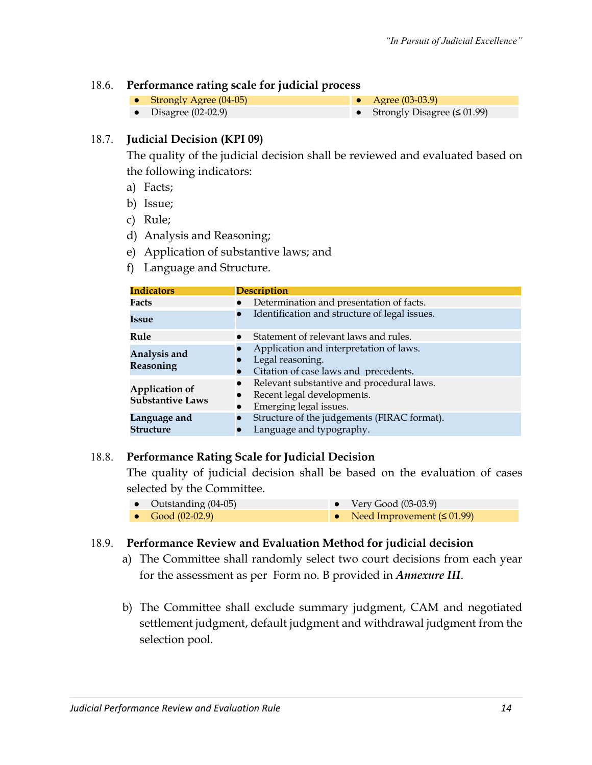### 18.6. Performance rating scale for judicial process

| | |
|---|---|
| • Strongly Agree (04-05) | • Agree (03-03.9) |
| • Disagree (02-02.9) | • Strongly Disagree (≤ 01.99) |

### 18.7. Judicial Decision (KPI 09)

The quality of the judicial decision shall be reviewed and evaluated based on the following indicators:

a) Facts;

b) Issue;

c) Rule;

d) Analysis and Reasoning;

e) Application of substantive laws; and

f) Language and Structure.

| Indicators | Description |
|---|---|
| **Facts** | • Determination and presentation of facts. |
| **Issue** | • Identification and structure of legal issues. |
| **Rule** | • Statement of relevant laws and rules. |
| **Analysis and Reasoning** | • Application and interpretation of laws.<br>• Legal reasoning.<br>• Citation of case laws and precedents. |
| **Application of Substantive Laws** | • Relevant substantive and procedural laws.<br>• Recent legal developments.<br>• Emerging legal issues. |
| **Language and Structure** | • Structure of the judgements (FIRAC format).<br>• Language and typography. |

### 18.8. Performance Rating Scale for Judicial Decision

The quality of judicial decision shall be based on the evaluation of cases selected by the Committee.

| | |
|---|---|
| • Outstanding (04-05) | • Very Good (03-03.9) |
| • Good (02-02.9) | • Need Improvement (≤ 01.99) |

### 18.9. Performance Review and Evaluation Method for judicial decision

a) The Committee shall randomly select two court decisions from each year for the assessment as per Form no. B provided in ***Annexure III***.

b) The Committee shall exclude summary judgment, CAM and negotiated settlement judgment, default judgment and withdrawal judgment from the selection pool.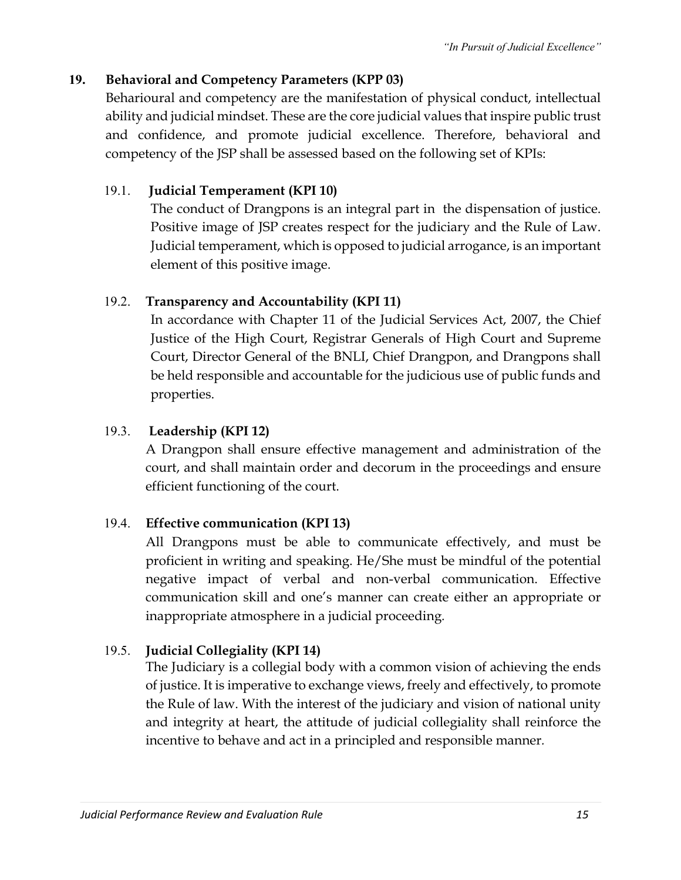**19. Behavioral and Competency Parameters (KPP 03)**

Behavioural and competency are the manifestation of physical conduct, intellectual ability and judicial mindset. These are the core judicial values that inspire public trust and confidence, and promote judicial excellence. Therefore, behavioral and competency of the JSP shall be assessed based on the following set of KPIs:

19.1. **Judicial Temperament (KPI 10)**

The conduct of Drangpons is an integral part in the dispensation of justice. Positive image of JSP creates respect for the judiciary and the Rule of Law. Judicial temperament, which is opposed to judicial arrogance, is an important element of this positive image.

19.2. **Transparency and Accountability (KPI 11)**

In accordance with Chapter 11 of the Judicial Services Act, 2007, the Chief Justice of the High Court, Registrar Generals of High Court and Supreme Court, Director General of the BNLI, Chief Drangpon, and Drangpons shall be held responsible and accountable for the judicious use of public funds and properties.

19.3. **Leadership (KPI 12)**

A Drangpon shall ensure effective management and administration of the court, and shall maintain order and decorum in the proceedings and ensure efficient functioning of the court.

19.4. **Effective communication (KPI 13)**

All Drangpons must be able to communicate effectively, and must be proficient in writing and speaking. He/She must be mindful of the potential negative impact of verbal and non-verbal communication. Effective communication skill and one's manner can create either an appropriate or inappropriate atmosphere in a judicial proceeding.

19.5. **Judicial Collegiality (KPI 14)**

The Judiciary is a collegial body with a common vision of achieving the ends of justice. It is imperative to exchange views, freely and effectively, to promote the Rule of law. With the interest of the judiciary and vision of national unity and integrity at heart, the attitude of judicial collegiality shall reinforce the incentive to behave and act in a principled and responsible manner.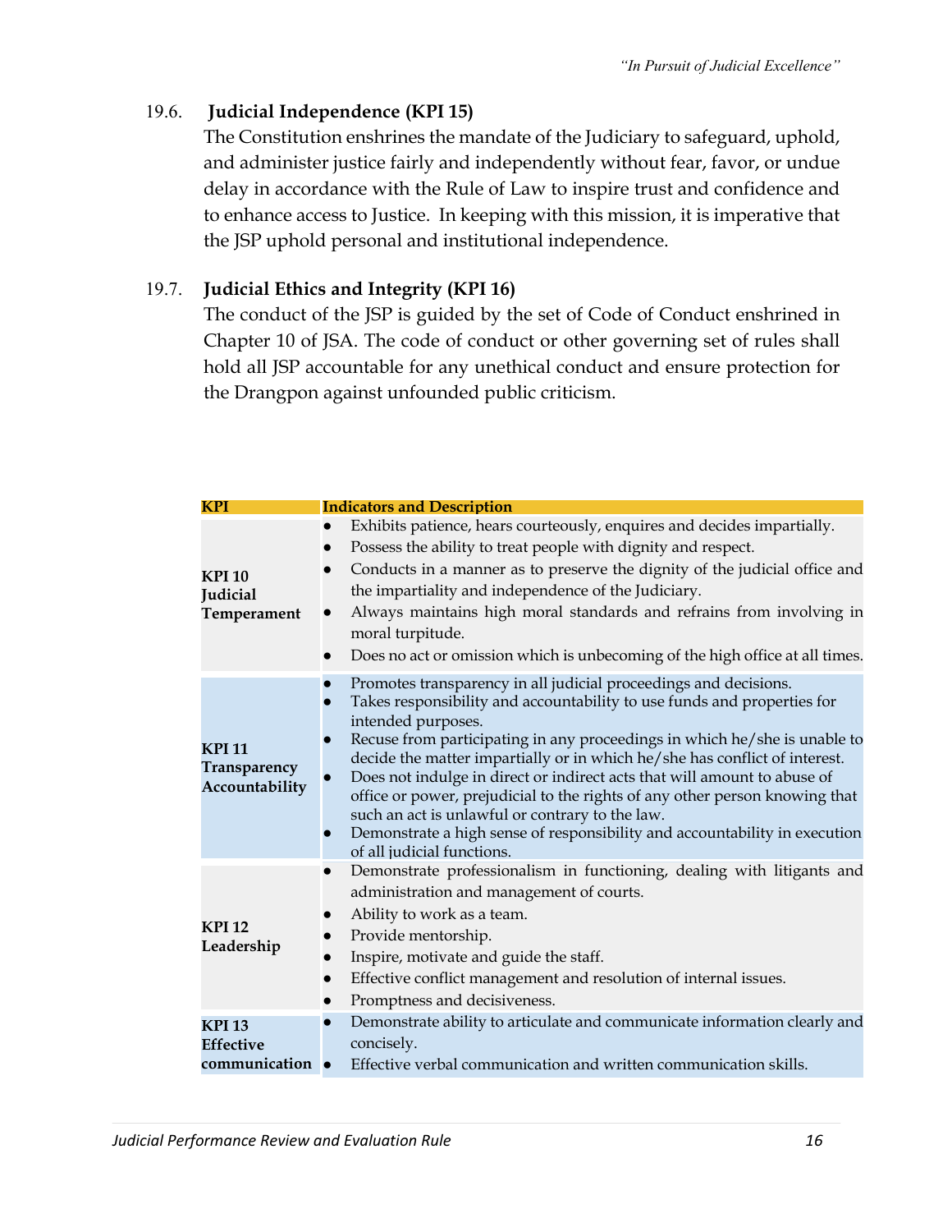### 19.6. Judicial Independence (KPI 15)

The Constitution enshrines the mandate of the Judiciary to safeguard, uphold, and administer justice fairly and independently without fear, favor, or undue delay in accordance with the Rule of Law to inspire trust and confidence and to enhance access to Justice. In keeping with this mission, it is imperative that the JSP uphold personal and institutional independence.

### 19.7. Judicial Ethics and Integrity (KPI 16)

The conduct of the JSP is guided by the set of Code of Conduct enshrined in Chapter 10 of JSA. The code of conduct or other governing set of rules shall hold all JSP accountable for any unethical conduct and ensure protection for the Drangpon against unfounded public criticism.

| KPI | Indicators and Description |
|---|---|
| **KPI 10 Judicial Temperament** | • Exhibits patience, hears courteously, enquires and decides impartially.<br>• Possess the ability to treat people with dignity and respect.<br>• Conducts in a manner as to preserve the dignity of the judicial office and the impartiality and independence of the Judiciary.<br>• Always maintains high moral standards and refrains from involving in moral turpitude.<br>• Does no act or omission which is unbecoming of the high office at all times. |
| **KPI 11 Transparency Accountability** | • Promotes transparency in all judicial proceedings and decisions.<br>• Takes responsibility and accountability to use funds and properties for intended purposes.<br>• Recuse from participating in any proceedings in which he/she is unable to decide the matter impartially or in which he/she has conflict of interest.<br>• Does not indulge in direct or indirect acts that will amount to abuse of office or power, prejudicial to the rights of any other person knowing that such an act is unlawful or contrary to the law.<br>• Demonstrate a high sense of responsibility and accountability in execution of all judicial functions. |
| **KPI 12 Leadership** | • Demonstrate professionalism in functioning, dealing with litigants and administration and management of courts.<br>• Ability to work as a team.<br>• Provide mentorship.<br>• Inspire, motivate and guide the staff.<br>• Effective conflict management and resolution of internal issues.<br>• Promptness and decisiveness. |
| **KPI 13 Effective communication** | • Demonstrate ability to articulate and communicate information clearly and concisely.<br>• Effective verbal communication and written communication skills. |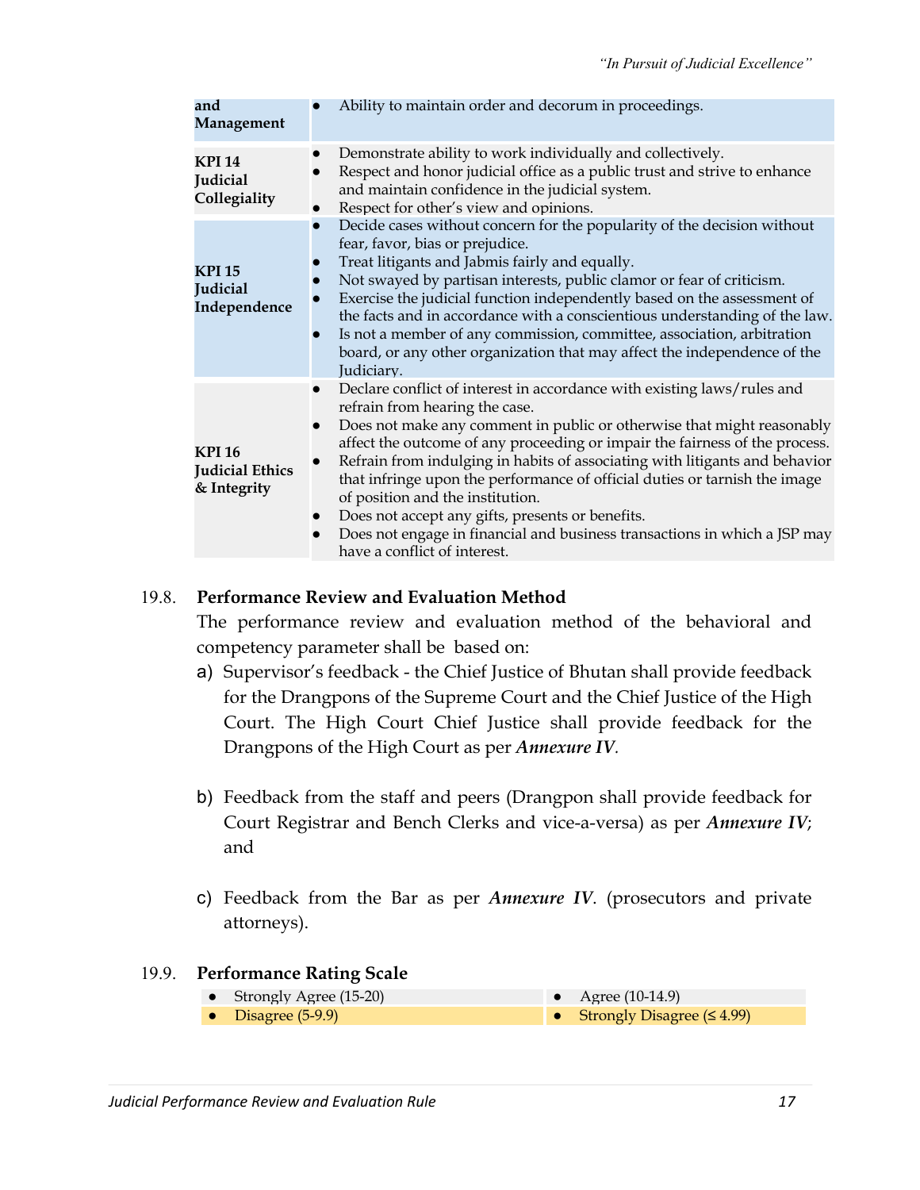| | |
|---|---|
| and Management | • Ability to maintain order and decorum in proceedings. |
| **KPI 14 Judicial Collegiality** | • Demonstrate ability to work individually and collectively.<br>• Respect and honor judicial office as a public trust and strive to enhance and maintain confidence in the judicial system.<br>• Respect for other's view and opinions. |
| **KPI 15 Judicial Independence** | • Decide cases without concern for the popularity of the decision without fear, favor, bias or prejudice.<br>• Treat litigants and Jabmis fairly and equally.<br>• Not swayed by partisan interests, public clamor or fear of criticism.<br>• Exercise the judicial function independently based on the assessment of the facts and in accordance with a conscientious understanding of the law.<br>• Is not a member of any commission, committee, association, arbitration board, or any other organization that may affect the independence of the Judiciary. |
| **KPI 16 Judicial Ethics & Integrity** | • Declare conflict of interest in accordance with existing laws/rules and refrain from hearing the case.<br>• Does not make any comment in public or otherwise that might reasonably affect the outcome of any proceeding or impair the fairness of the process.<br>• Refrain from indulging in habits of associating with litigants and behavior that infringe upon the performance of official duties or tarnish the image of position and the institution.<br>• Does not accept any gifts, presents or benefits.<br>• Does not engage in financial and business transactions in which a JSP may have a conflict of interest. |

19.8. **Performance Review and Evaluation Method**

The performance review and evaluation method of the behavioral and competency parameter shall be based on:

a) Supervisor's feedback - the Chief Justice of Bhutan shall provide feedback for the Drangpons of the Supreme Court and the Chief Justice of the High Court. The High Court Chief Justice shall provide feedback for the Drangpons of the High Court as per ***Annexure IV***.

b) Feedback from the staff and peers (Drangpon shall provide feedback for Court Registrar and Bench Clerks and vice-a-versa) as per ***Annexure IV***; and

c) Feedback from the Bar as per ***Annexure IV***. (prosecutors and private attorneys).

19.9. **Performance Rating Scale**

- Strongly Agree (15-20)
- Agree (10-14.9)
- Disagree (5-9.9)
- Strongly Disagree (≤ 4.99)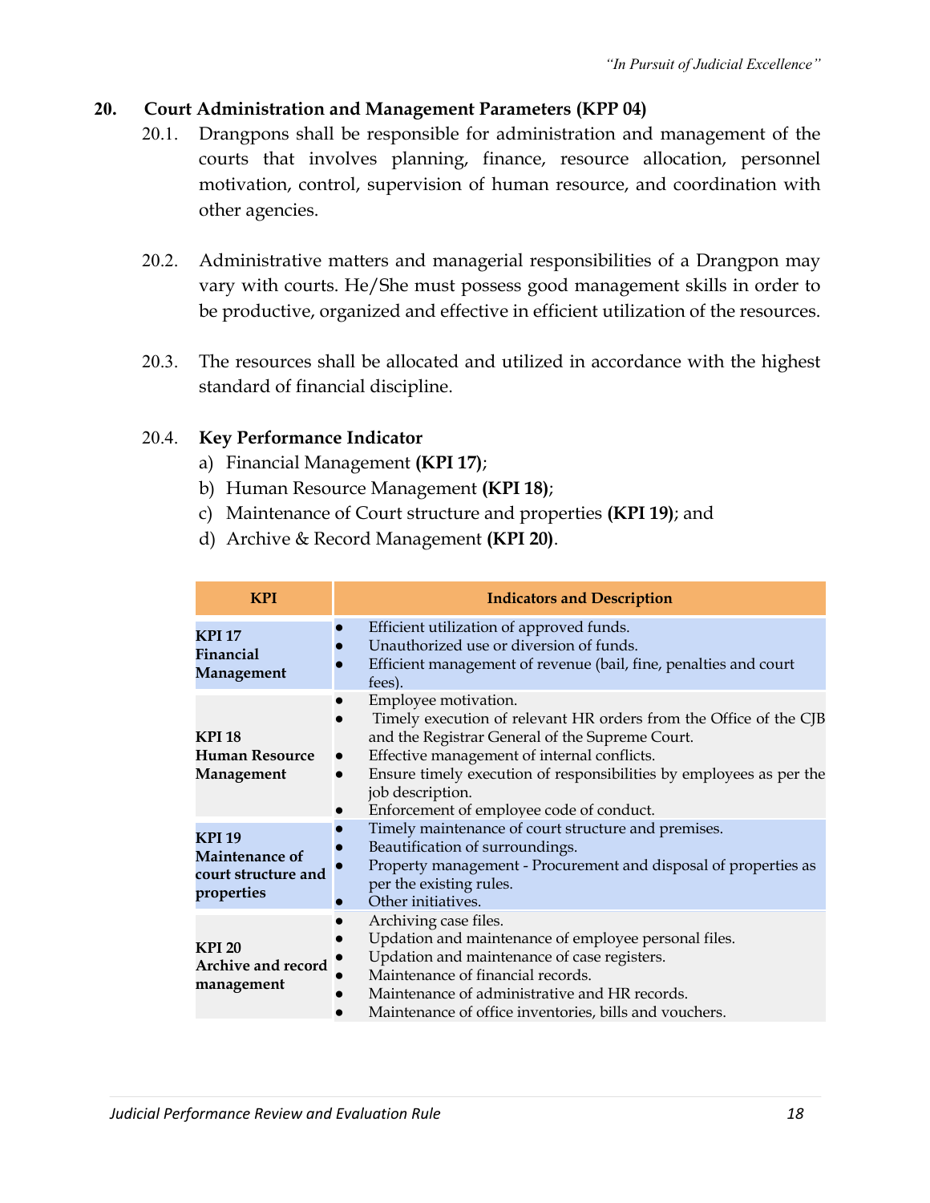## 20. Court Administration and Management Parameters (KPP 04)

20.1. Drangpons shall be responsible for administration and management of the courts that involves planning, finance, resource allocation, personnel motivation, control, supervision of human resource, and coordination with other agencies.

20.2. Administrative matters and managerial responsibilities of a Drangpon may vary with courts. He/She must possess good management skills in order to be productive, organized and effective in efficient utilization of the resources.

20.3. The resources shall be allocated and utilized in accordance with the highest standard of financial discipline.

20.4. **Key Performance Indicator**

a) Financial Management **(KPI 17)**;
b) Human Resource Management **(KPI 18)**;
c) Maintenance of Court structure and properties **(KPI 19)**; and
d) Archive & Record Management **(KPI 20)**.

| KPI | Indicators and Description |
|---|---|
| **KPI 17 Financial Management** | ● Efficient utilization of approved funds.<br>● Unauthorized use or diversion of funds.<br>● Efficient management of revenue (bail, fine, penalties and court fees). |
| **KPI 18 Human Resource Management** | ● Employee motivation.<br>● Timely execution of relevant HR orders from the Office of the CJB and the Registrar General of the Supreme Court.<br>● Effective management of internal conflicts.<br>● Ensure timely execution of responsibilities by employees as per the job description.<br>● Enforcement of employee code of conduct. |
| **KPI 19 Maintenance of court structure and properties** | ● Timely maintenance of court structure and premises.<br>● Beautification of surroundings.<br>● Property management - Procurement and disposal of properties as per the existing rules.<br>● Other initiatives. |
| **KPI 20 Archive and record management** | ● Archiving case files.<br>● Updation and maintenance of employee personal files.<br>● Updation and maintenance of case registers.<br>● Maintenance of financial records.<br>● Maintenance of administrative and HR records.<br>● Maintenance of office inventories, bills and vouchers. |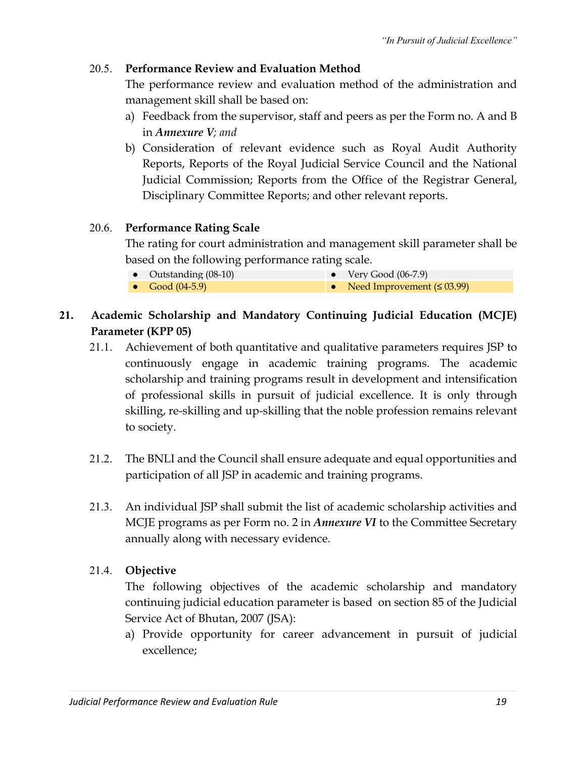20.5. **Performance Review and Evaluation Method**

The performance review and evaluation method of the administration and management skill shall be based on:

a) Feedback from the supervisor, staff and peers as per the Form no. A and B in ***Annexure V****; and*

b) Consideration of relevant evidence such as Royal Audit Authority Reports, Reports of the Royal Judicial Service Council and the National Judicial Commission; Reports from the Office of the Registrar General, Disciplinary Committee Reports; and other relevant reports.

20.6. **Performance Rating Scale**

The rating for court administration and management skill parameter shall be based on the following performance rating scale.

- Outstanding (08-10)
- Very Good (06-7.9)
- Good (04-5.9)
- Need Improvement (≤ 03.99)

## 21. Academic Scholarship and Mandatory Continuing Judicial Education (MCJE) Parameter (KPP 05)

21.1. Achievement of both quantitative and qualitative parameters requires JSP to continuously engage in academic training programs. The academic scholarship and training programs result in development and intensification of professional skills in pursuit of judicial excellence. It is only through skilling, re-skilling and up-skilling that the noble profession remains relevant to society.

21.2. The BNLI and the Council shall ensure adequate and equal opportunities and participation of all JSP in academic and training programs.

21.3. An individual JSP shall submit the list of academic scholarship activities and MCJE programs as per Form no. 2 in ***Annexure VI*** to the Committee Secretary annually along with necessary evidence.

21.4. **Objective**

The following objectives of the academic scholarship and mandatory continuing judicial education parameter is based on section 85 of the Judicial Service Act of Bhutan, 2007 (JSA):

a) Provide opportunity for career advancement in pursuit of judicial excellence;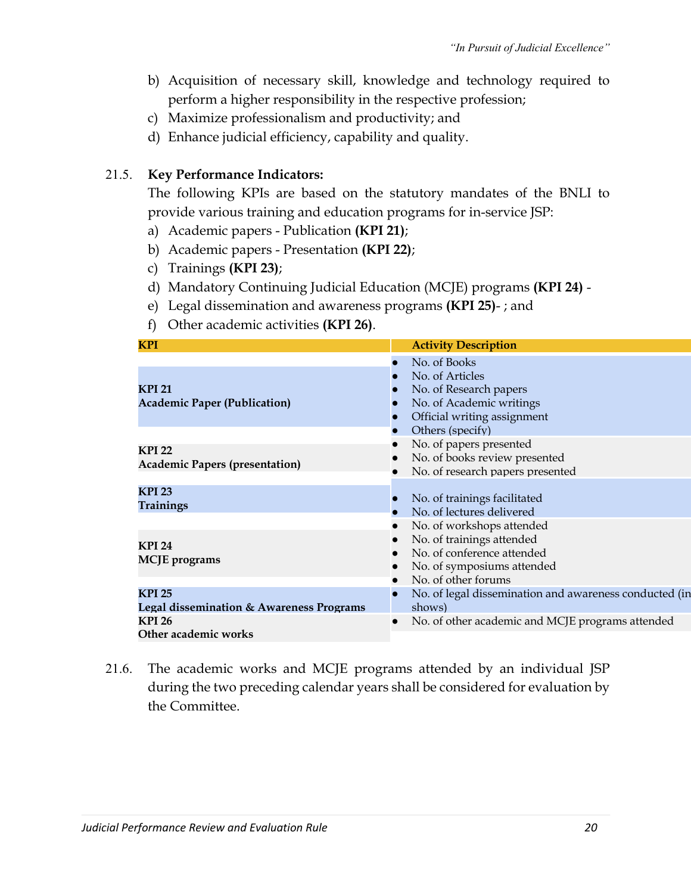b) Acquisition of necessary skill, knowledge and technology required to perform a higher responsibility in the respective profession;
c) Maximize professionalism and productivity; and
d) Enhance judicial efficiency, capability and quality.

21.5. **Key Performance Indicators:**
The following KPIs are based on the statutory mandates of the BNLI to provide various training and education programs for in-service JSP:
a) Academic papers - Publication **(KPI 21)**;
b) Academic papers - Presentation **(KPI 22)**;
c) Trainings **(KPI 23)**;
d) Mandatory Continuing Judicial Education (MCJE) programs **(KPI 24)** -
e) Legal dissemination and awareness programs **(KPI 25)**- ; and
f) Other academic activities **(KPI 26)**.

| KPI | Activity Description |
|---|---|
| **KPI 21**<br>**Academic Paper (Publication)** | • No. of Books<br>• No. of Articles<br>• No. of Research papers<br>• No. of Academic writings<br>• Official writing assignment<br>• Others (specify) |
| **KPI 22**<br>**Academic Papers (presentation)** | • No. of papers presented<br>• No. of books review presented<br>• No. of research papers presented |
| **KPI 23**<br>**Trainings** | • No. of trainings facilitated<br>• No. of lectures delivered |
| **KPI 24**<br>**MCJE programs** | • No. of workshops attended<br>• No. of trainings attended<br>• No. of conference attended<br>• No. of symposiums attended<br>• No. of other forums |
| **KPI 25**<br>**Legal dissemination & Awareness Programs** | • No. of legal dissemination and awareness conducted (in shows) |
| **KPI 26**<br>**Other academic works** | • No. of other academic and MCJE programs attended |

21.6. The academic works and MCJE programs attended by an individual JSP during the two preceding calendar years shall be considered for evaluation by the Committee.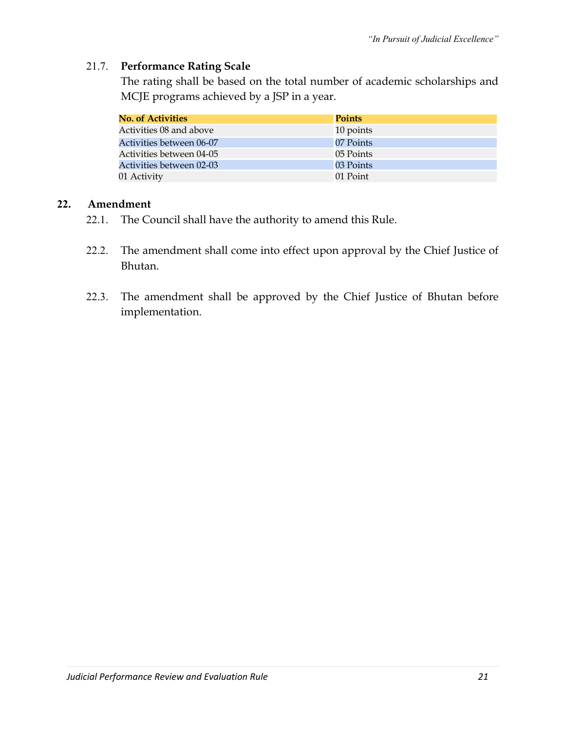21.7. **Performance Rating Scale**

The rating shall be based on the total number of academic scholarships and MCJE programs achieved by a JSP in a year.

| **No. of Activities** | **Points** |
|---|---|
| Activities 08 and above | 10 points |
| Activities between 06-07 | 07 Points |
| Activities between 04-05 | 05 Points |
| Activities between 02-03 | 03 Points |
| 01 Activity | 01 Point |

## 22. Amendment

22.1. The Council shall have the authority to amend this Rule.

22.2. The amendment shall come into effect upon approval by the Chief Justice of Bhutan.

22.3. The amendment shall be approved by the Chief Justice of Bhutan before implementation.